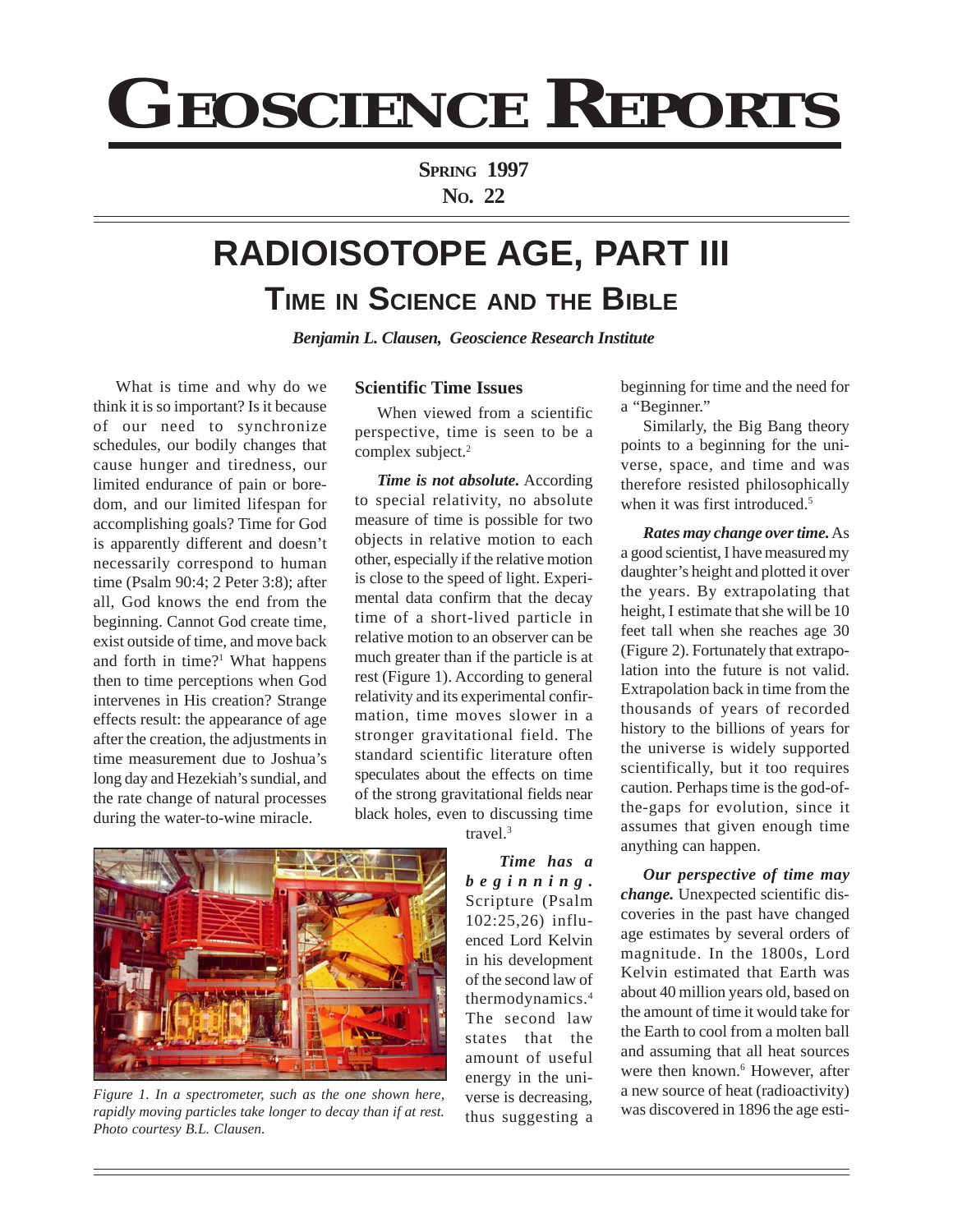# GEOSCIENCE REPORTS

**SPRING 1997**
**NO. 22**

# RADIOISOTOPE AGE, PART III

## TIME IN SCIENCE AND THE BIBLE

***Benjamin L. Clausen, Geoscience Research Institute***

What is time and why do we think it is so important? Is it because of our need to synchronize schedules, our bodily changes that cause hunger and tiredness, our limited endurance of pain or boredom, and our limited lifespan for accomplishing goals? Time for God is apparently different and doesn't necessarily correspond to human time (Psalm 90:4; 2 Peter 3:8); after all, God knows the end from the beginning. Cannot God create time, exist outside of time, and move back and forth in time?[1] What happens then to time perceptions when God intervenes in His creation? Strange effects result: the appearance of age after the creation, the adjustments in time measurement due to Joshua's long day and Hezekiah's sundial, and the rate change of natural processes during the water-to-wine miracle.

### Scientific Time Issues

When viewed from a scientific perspective, time is seen to be a complex subject.[2]

***Time is not absolute.*** According to special relativity, no absolute measure of time is possible for two objects in relative motion to each other, especially if the relative motion is close to the speed of light. Experimental data confirm that the decay time of a short-lived particle in relative motion to an observer can be much greater than if the particle is at rest (Figure 1). According to general relativity and its experimental confirmation, time moves slower in a stronger gravitational field. The standard scientific literature often speculates about the effects on time of the strong gravitational fields near black holes, even to discussing time travel.[3]

*Figure 1. In a spectrometer, such as the one shown here, rapidly moving particles take longer to decay than if at rest. Photo courtesy B.L. Clausen.*

***Time has a beginning.*** Scripture (Psalm 102:25,26) influenced Lord Kelvin in his development of the second law of thermodynamics.[4] The second law states that the amount of useful energy in the universe is decreasing, thus suggesting a beginning for time and the need for a "Beginner."

Similarly, the Big Bang theory points to a beginning for the universe, space, and time and was therefore resisted philosophically when it was first introduced.[5]

***Rates may change over time.*** As a good scientist, I have measured my daughter's height and plotted it over the years. By extrapolating that height, I estimate that she will be 10 feet tall when she reaches age 30 (Figure 2). Fortunately that extrapolation into the future is not valid. Extrapolation back in time from the thousands of years of recorded history to the billions of years for the universe is widely supported scientifically, but it too requires caution. Perhaps time is the god-of-the-gaps for evolution, since it assumes that given enough time anything can happen.

***Our perspective of time may change.*** Unexpected scientific discoveries in the past have changed age estimates by several orders of magnitude. In the 1800s, Lord Kelvin estimated that Earth was about 40 million years old, based on the amount of time it would take for the Earth to cool from a molten ball and assuming that all heat sources were then known.[6] However, after a new source of heat (radioactivity) was discovered in 1896 the age esti-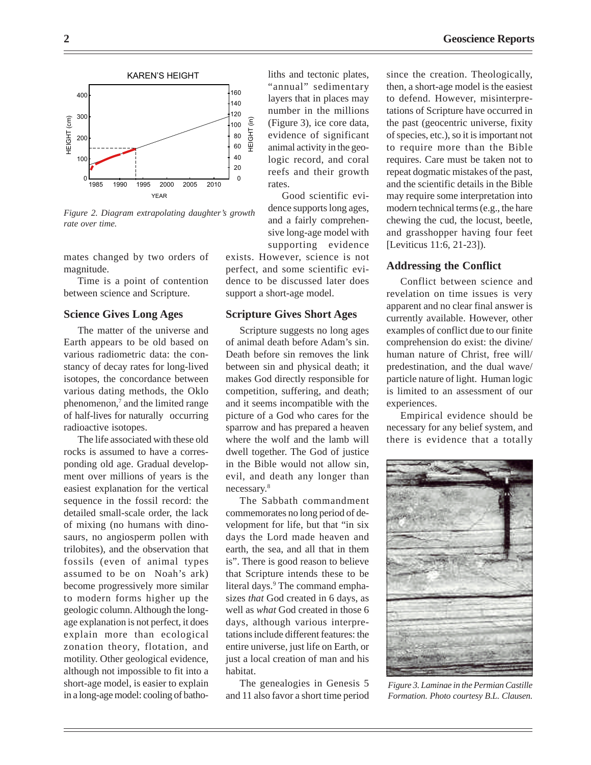Figure 2. Diagram extrapolating daughter's growth rate over time.

mates changed by two orders of magnitude.

Time is a point of contention between science and Scripture.

## Science Gives Long Ages

The matter of the universe and Earth appears to be old based on various radiometric data: the constancy of decay rates for long-lived isotopes, the concordance between various dating methods, the Oklo phenomenon,[7] and the limited range of half-lives for naturally occurring radioactive isotopes.

The life associated with these old rocks is assumed to have a corresponding old age. Gradual development over millions of years is the easiest explanation for the vertical sequence in the fossil record: the detailed small-scale order, the lack of mixing (no humans with dinosaurs, no angiosperm pollen with trilobites), and the observation that fossils (even of animal types assumed to be on Noah's ark) become progressively more similar to modern forms higher up the geologic column. Although the long-age explanation is not perfect, it does explain more than ecological zonation theory, flotation, and motility. Other geological evidence, although not impossible to fit into a short-age model, is easier to explain in a long-age model: cooling of batholiths and tectonic plates, "annual" sedimentary layers that in places may number in the millions (Figure 3), ice core data, evidence of significant animal activity in the geologic record, and coral reefs and their growth rates.

Good scientific evidence supports long ages, and a fairly comprehensive long-age model with supporting evidence exists. However, science is not perfect, and some scientific evidence to be discussed later does support a short-age model.

## Scripture Gives Short Ages

Scripture suggests no long ages of animal death before Adam's sin. Death before sin removes the link between sin and physical death; it makes God directly responsible for competition, suffering, and death; and it seems incompatible with the picture of a God who cares for the sparrow and has prepared a heaven where the wolf and the lamb will dwell together. The God of justice in the Bible would not allow sin, evil, and death any longer than necessary.[8]

The Sabbath commandment commemorates no long period of development for life, but that "in six days the Lord made heaven and earth, the sea, and all that in them is". There is good reason to believe that Scripture intends these to be literal days.[9] The command emphasizes *that* God created in 6 days, as well as *what* God created in those 6 days, although various interpretations include different features: the entire universe, just life on Earth, or just a local creation of man and his habitat.

The genealogies in Genesis 5 and 11 also favor a short time period since the creation. Theologically, then, a short-age model is the easiest to defend. However, misinterpretations of Scripture have occurred in the past (geocentric universe, fixity of species, etc.), so it is important not to require more than the Bible requires. Care must be taken not to repeat dogmatic mistakes of the past, and the scientific details in the Bible may require some interpretation into modern technical terms (e.g., the hare chewing the cud, the locust, beetle, and grasshopper having four feet [Leviticus 11:6, 21-23]).

## Addressing the Conflict

Conflict between science and revelation on time issues is very apparent and no clear final answer is currently available. However, other examples of conflict due to our finite comprehension do exist: the divine/human nature of Christ, free will/predestination, and the dual wave/particle nature of light. Human logic is limited to an assessment of our experiences.

Empirical evidence should be necessary for any belief system, and there is evidence that a totally

Figure 3. Laminae in the Permian Castille Formation. Photo courtesy B.L. Clausen.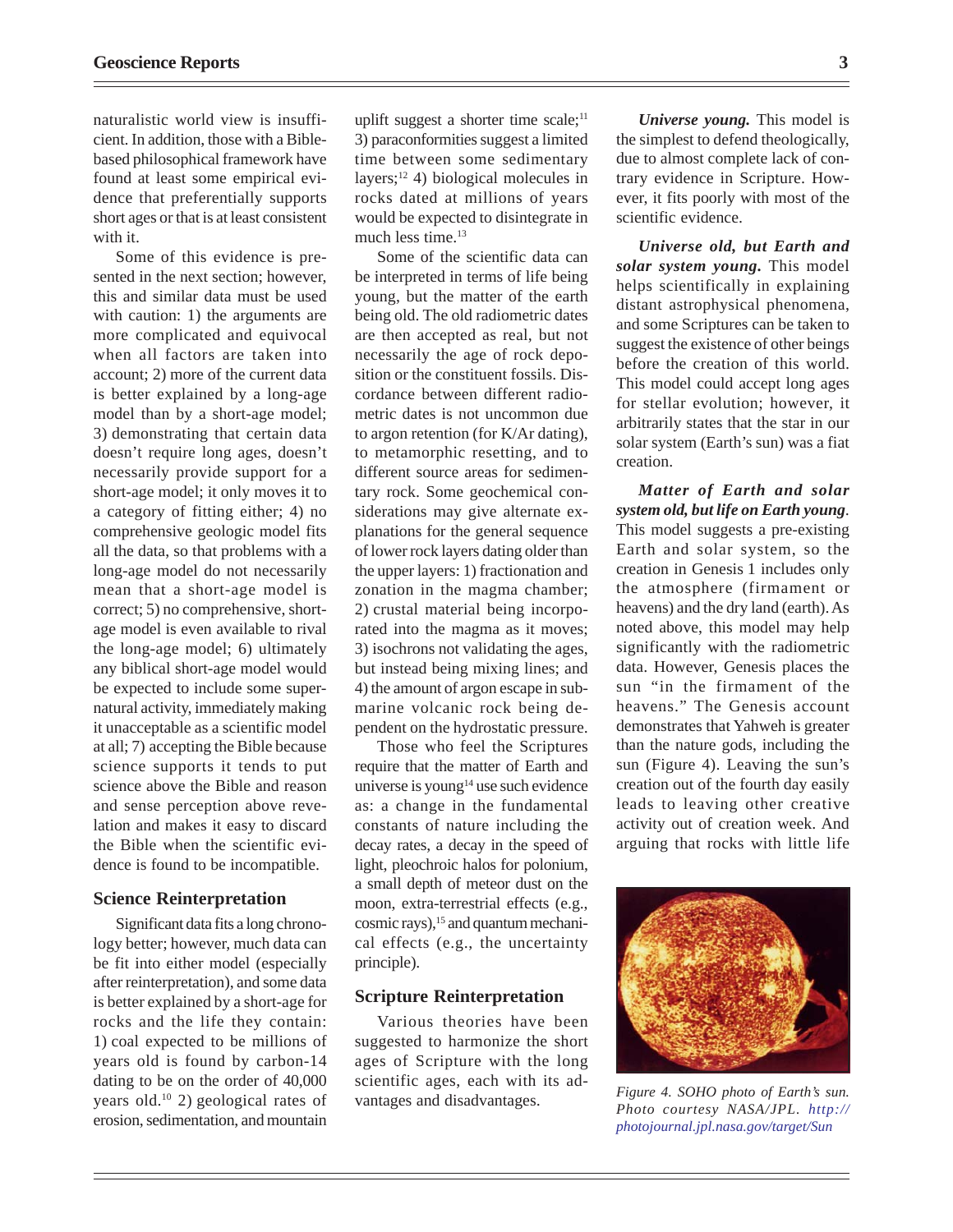naturalistic world view is insufficient. In addition, those with a Bible-based philosophical framework have found at least some empirical evidence that preferentially supports short ages or that is at least consistent with it.

Some of this evidence is presented in the next section; however, this and similar data must be used with caution: 1) the arguments are more complicated and equivocal when all factors are taken into account; 2) more of the current data is better explained by a long-age model than by a short-age model; 3) demonstrating that certain data doesn't require long ages, doesn't necessarily provide support for a short-age model; it only moves it to a category of fitting either; 4) no comprehensive geologic model fits all the data, so that problems with a long-age model do not necessarily mean that a short-age model is correct; 5) no comprehensive, short-age model is even available to rival the long-age model; 6) ultimately any biblical short-age model would be expected to include some supernatural activity, immediately making it unacceptable as a scientific model at all; 7) accepting the Bible because science supports it tends to put science above the Bible and reason and sense perception above revelation and makes it easy to discard the Bible when the scientific evidence is found to be incompatible.

## Science Reinterpretation

Significant data fits a long chronology better; however, much data can be fit into either model (especially after reinterpretation), and some data is better explained by a short-age for rocks and the life they contain: 1) coal expected to be millions of years old is found by carbon-14 dating to be on the order of 40,000 years old.[10] 2) geological rates of erosion, sedimentation, and mountain uplift suggest a shorter time scale;[11] 3) paraconformities suggest a limited time between some sedimentary layers;[12] 4) biological molecules in rocks dated at millions of years would be expected to disintegrate in much less time.[13]

Some of the scientific data can be interpreted in terms of life being young, but the matter of the earth being old. The old radiometric dates are then accepted as real, but not necessarily the age of rock deposition or the constituent fossils. Discordance between different radiometric dates is not uncommon due to argon retention (for K/Ar dating), to metamorphic resetting, and to different source areas for sedimentary rock. Some geochemical considerations may give alternate explanations for the general sequence of lower rock layers dating older than the upper layers: 1) fractionation and zonation in the magma chamber; 2) crustal material being incorporated into the magma as it moves; 3) isochrons not validating the ages, but instead being mixing lines; and 4) the amount of argon escape in submarine volcanic rock being dependent on the hydrostatic pressure.

Those who feel the Scriptures require that the matter of Earth and universe is young[14] use such evidence as: a change in the fundamental constants of nature including the decay rates, a decay in the speed of light, pleochroic halos for polonium, a small depth of meteor dust on the moon, extra-terrestrial effects (e.g., cosmic rays),[15] and quantum mechanical effects (e.g., the uncertainty principle).

## Scripture Reinterpretation

Various theories have been suggested to harmonize the short ages of Scripture with the long scientific ages, each with its advantages and disadvantages.

***Universe young.*** This model is the simplest to defend theologically, due to almost complete lack of contrary evidence in Scripture. However, it fits poorly with most of the scientific evidence.

***Universe old, but Earth and solar system young.*** This model helps scientifically in explaining distant astrophysical phenomena, and some Scriptures can be taken to suggest the existence of other beings before the creation of this world. This model could accept long ages for stellar evolution; however, it arbitrarily states that the star in our solar system (Earth's sun) was a fiat creation.

***Matter of Earth and solar system old, but life on Earth young***. This model suggests a pre-existing Earth and solar system, so the creation in Genesis 1 includes only the atmosphere (firmament or heavens) and the dry land (earth). As noted above, this model may help significantly with the radiometric data. However, Genesis places the sun "in the firmament of the heavens." The Genesis account demonstrates that Yahweh is greater than the nature gods, including the sun (Figure 4). Leaving the sun's creation out of the fourth day easily leads to leaving other creative activity out of creation week. And arguing that rocks with little life

*Figure 4. SOHO photo of Earth's sun. Photo courtesy NASA/JPL. http://photojournal.jpl.nasa.gov/target/Sun*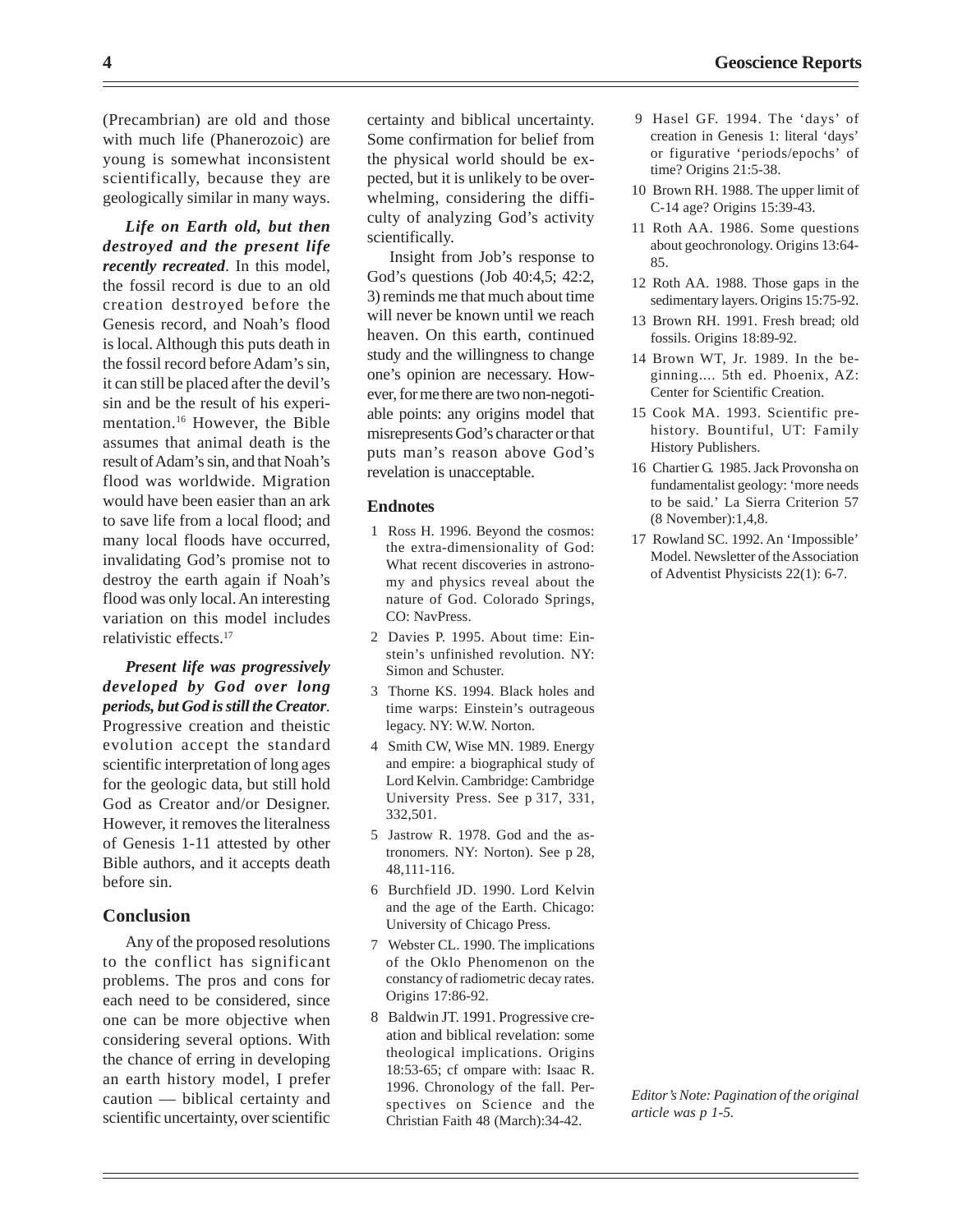(Precambrian) are old and those with much life (Phanerozoic) are young is somewhat inconsistent scientifically, because they are geologically similar in many ways.

***Life on Earth old, but then destroyed and the present life recently recreated***. In this model, the fossil record is due to an old creation destroyed before the Genesis record, and Noah's flood is local. Although this puts death in the fossil record before Adam's sin, it can still be placed after the devil's sin and be the result of his experimentation.[16] However, the Bible assumes that animal death is the result of Adam's sin, and that Noah's flood was worldwide. Migration would have been easier than an ark to save life from a local flood; and many local floods have occurred, invalidating God's promise not to destroy the earth again if Noah's flood was only local. An interesting variation on this model includes relativistic effects.[17]

***Present life was progressively developed by God over long periods, but God is still the Creator***. Progressive creation and theistic evolution accept the standard scientific interpretation of long ages for the geologic data, but still hold God as Creator and/or Designer. However, it removes the literalness of Genesis 1-11 attested by other Bible authors, and it accepts death before sin.

## Conclusion

Any of the proposed resolutions to the conflict has significant problems. The pros and cons for each need to be considered, since one can be more objective when considering several options. With the chance of erring in developing an earth history model, I prefer caution — biblical certainty and scientific uncertainty, over scientific certainty and biblical uncertainty. Some confirmation for belief from the physical world should be expected, but it is unlikely to be overwhelming, considering the difficulty of analyzing God's activity scientifically.

Insight from Job's response to God's questions (Job 40:4,5; 42:2, 3) reminds me that much about time will never be known until we reach heaven. On this earth, continued study and the willingness to change one's opinion are necessary. However, for me there are two non-negotiable points: any origins model that misrepresents God's character or that puts man's reason above God's revelation is unacceptable.

## Endnotes

1. Ross H. 1996. Beyond the cosmos: the extra-dimensionality of God: What recent discoveries in astronomy and physics reveal about the nature of God. Colorado Springs, CO: NavPress.
2. Davies P. 1995. About time: Einstein's unfinished revolution. NY: Simon and Schuster.
3. Thorne KS. 1994. Black holes and time warps: Einstein's outrageous legacy. NY: W.W. Norton.
4. Smith CW, Wise MN. 1989. Energy and empire: a biographical study of Lord Kelvin. Cambridge: Cambridge University Press. See p 317, 331, 332,501.
5. Jastrow R. 1978. God and the astronomers. NY: Norton). See p 28, 48,111-116.
6. Burchfield JD. 1990. Lord Kelvin and the age of the Earth. Chicago: University of Chicago Press.
7. Webster CL. 1990. The implications of the Oklo Phenomenon on the constancy of radiometric decay rates. Origins 17:86-92.
8. Baldwin JT. 1991. Progressive creation and biblical revelation: some theological implications. Origins 18:53-65; cf ompare with: Isaac R. 1996. Chronology of the fall. Perspectives on Science and the Christian Faith 48 (March):34-42.
9. Hasel GF. 1994. The 'days' of creation in Genesis 1: literal 'days' or figurative 'periods/epochs' of time? Origins 21:5-38.
10. Brown RH. 1988. The upper limit of C-14 age? Origins 15:39-43.
11. Roth AA. 1986. Some questions about geochronology. Origins 13:64-85.
12. Roth AA. 1988. Those gaps in the sedimentary layers. Origins 15:75-92.
13. Brown RH. 1991. Fresh bread; old fossils. Origins 18:89-92.
14. Brown WT, Jr. 1989. In the beginning.... 5th ed. Phoenix, AZ: Center for Scientific Creation.
15. Cook MA. 1993. Scientific prehistory. Bountiful, UT: Family History Publishers.
16. Chartier G. 1985. Jack Provonsha on fundamentalist geology: 'more needs to be said.' La Sierra Criterion 57 (8 November):1,4,8.
17. Rowland SC. 1992. An 'Impossible' Model. Newsletter of the Association of Adventist Physicists 22(1): 6-7.

*Editor's Note: Pagination of the original article was p 1-5.*